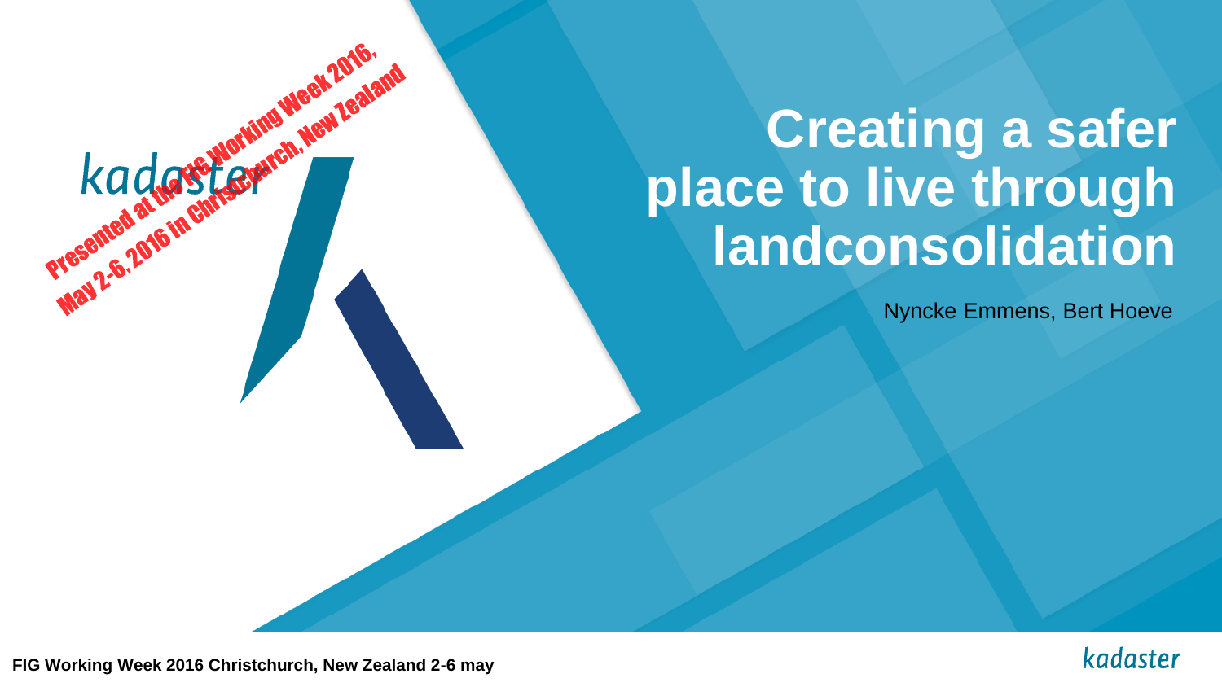Presented at the FIG Working Week 2016,
May 2-6, 2016 in Christchurch, New Zealand

kadaster

# Creating a safer place to live through landconsolidation

Nyncke Emmens, Bert Hoeve

**FIG Working Week 2016 Christchurch, New Zealand 2-6 may**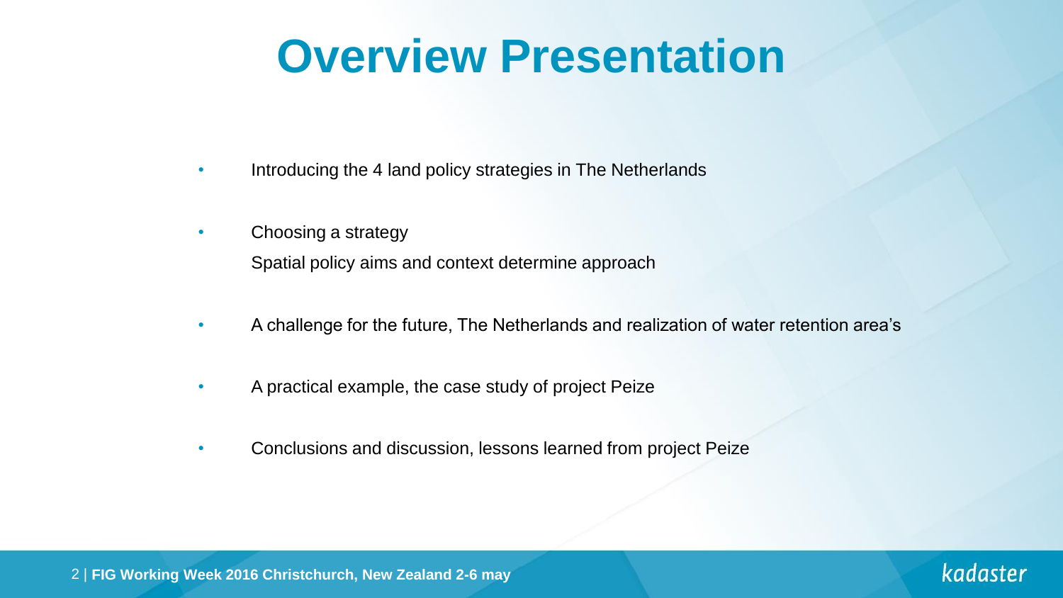# Overview Presentation

- Introducing the 4 land policy strategies in The Netherlands
- Choosing a strategy
  Spatial policy aims and context determine approach
- A challenge for the future, The Netherlands and realization of water retention area's
- A practical example, the case study of project Peize
- Conclusions and discussion, lessons learned from project Peize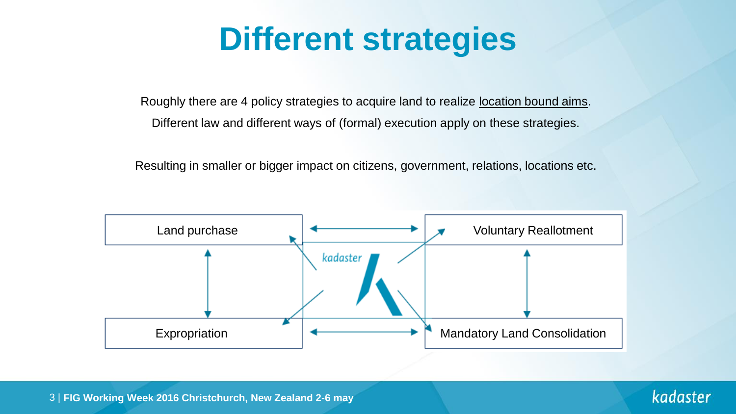# Different strategies

Roughly there are 4 policy strategies to acquire land to realize location bound aims.
Different law and different ways of (formal) execution apply on these strategies.

Resulting in smaller or bigger impact on citizens, government, relations, locations etc.

- Land purchase
- Voluntary Reallotment
- Expropriation
- Mandatory Land Consolidation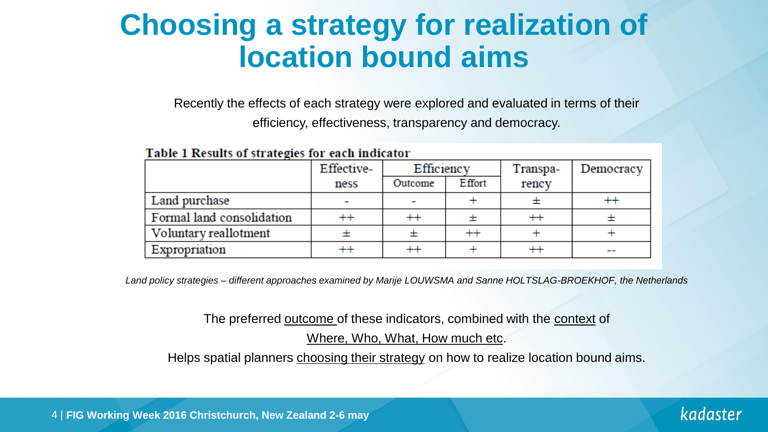# Choosing a strategy for realization of location bound aims

Recently the effects of each strategy were explored and evaluated in terms of their efficiency, effectiveness, transparency and democracy.

**Table 1 Results of strategies for each indicator**

| | Effective-ness | Efficiency | | Transpa-rency | Democracy |
|---|---|---|---|---|---|
| | | Outcome | Effort | | |
| Land purchase | - | - | + | ± | ++ |
| Formal land consolidation | ++ | ++ | ± | ++ | ± |
| Voluntary reallotment | ± | ± | ++ | + | + |
| Expropriation | ++ | ++ | + | ++ | -- |

*Land policy strategies – different approaches examined by Marije LOUWSMA and Sanne HOLTSLAG-BROEKHOF, the Netherlands*

The preferred <u>outcome</u> of these indicators, combined with the <u>context</u> of <u>Where, Who, What, How much etc</u>.

Helps spatial planners <u>choosing their strategy</u> on how to realize location bound aims.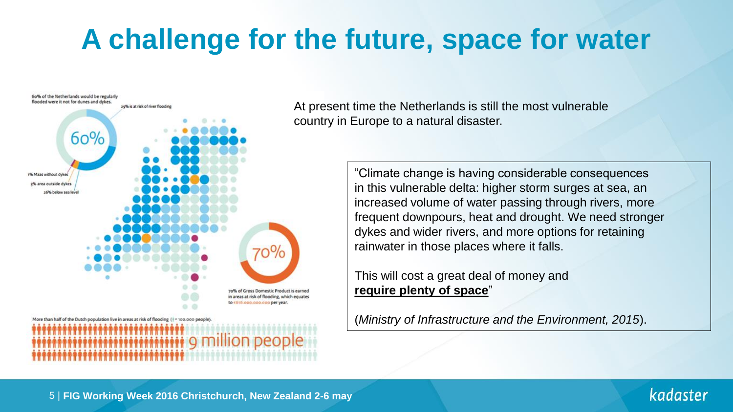# A challenge for the future, space for water

60% of the Netherlands would be regularly flooded were it not for dunes and dykes.

29% is at risk of river flooding

60%

1% Maas without dykes

3% area outside dykes

26% below sea level

70%

70% of Gross Domestic Product is earned in areas at risk of flooding, which equates to €616.000.000.000 per year.

More than half of the Dutch population live in areas at risk of flooding (= 100.000 people).

9 million people

At present time the Netherlands is still the most vulnerable country in Europe to a natural disaster.

> "Climate change is having considerable consequences in this vulnerable delta: higher storm surges at sea, an increased volume of water passing through rivers, more frequent downpours, heat and drought. We need stronger dykes and wider rivers, and more options for retaining rainwater in those places where it falls.
>
> This will cost a great deal of money and **require plenty of space**"
>
> (*Ministry of Infrastructure and the Environment, 2015*).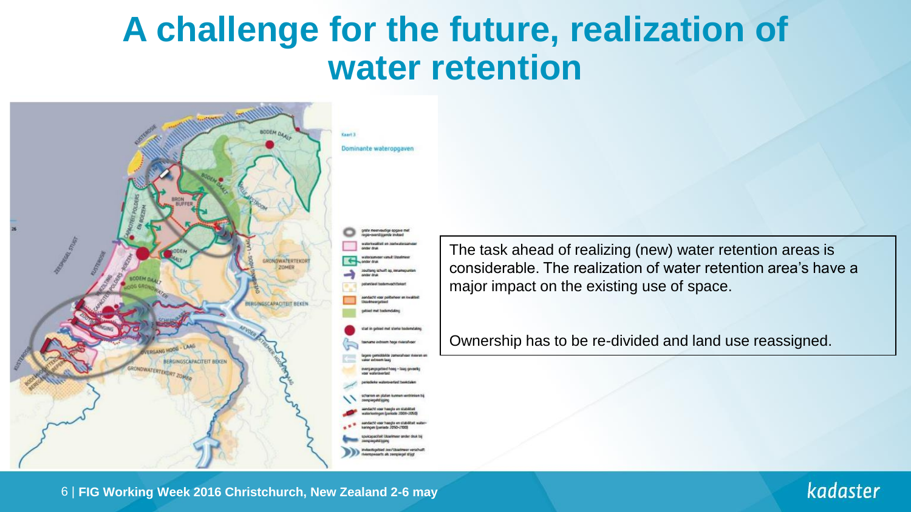# A challenge for the future, realization of water retention

The task ahead of realizing (new) water retention areas is considerable. The realization of water retention area's have a major impact on the existing use of space.

Ownership has to be re-divided and land use reassigned.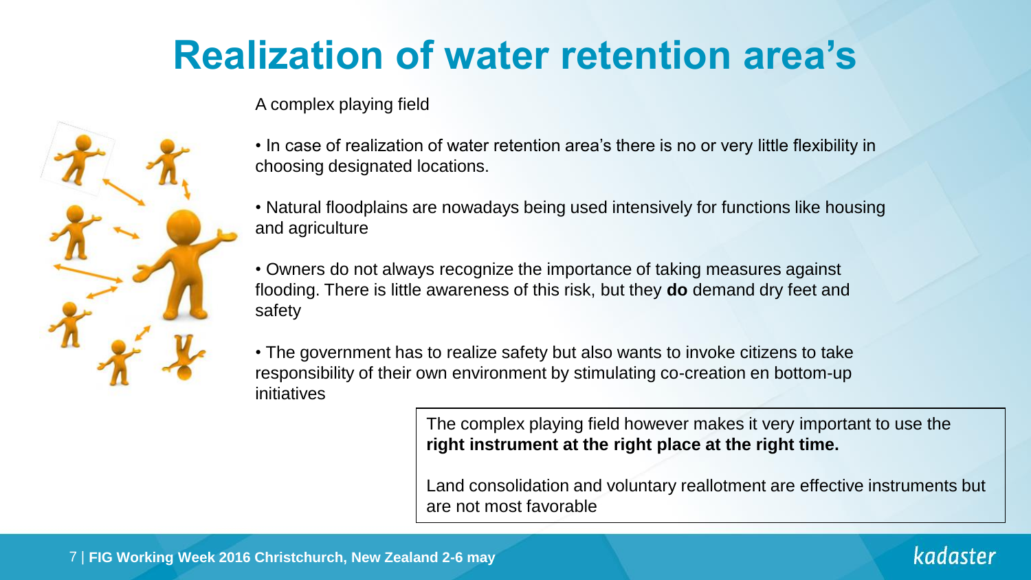# Realization of water retention area's

A complex playing field

- In case of realization of water retention area's there is no or very little flexibility in choosing designated locations.
- Natural floodplains are nowadays being used intensively for functions like housing and agriculture
- Owners do not always recognize the importance of taking measures against flooding. There is little awareness of this risk, but they **do** demand dry feet and safety
- The government has to realize safety but also wants to invoke citizens to take responsibility of their own environment by stimulating co-creation en bottom-up initiatives

The complex playing field however makes it very important to use the **right instrument at the right place at the right time.**

Land consolidation and voluntary reallotment are effective instruments but are not most favorable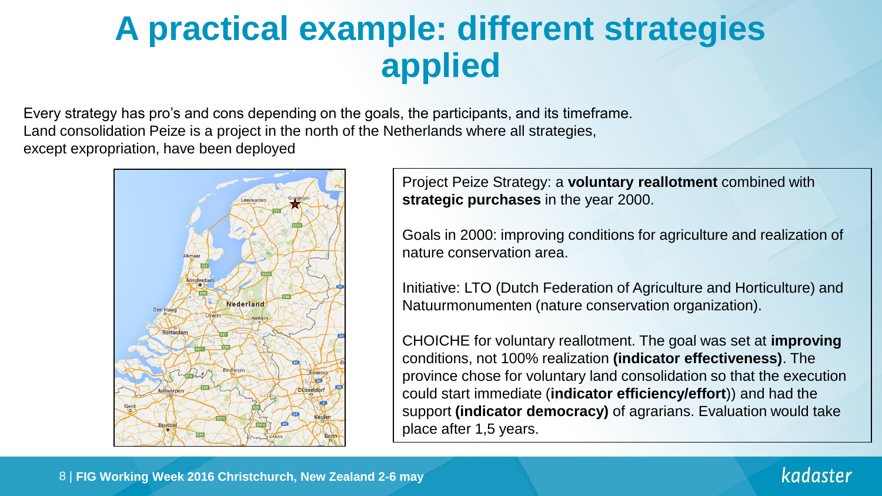# A practical example: different strategies applied

Every strategy has pro's and cons depending on the goals, the participants, and its timeframe.
Land consolidation Peize is a project in the north of the Netherlands where all strategies, except expropriation, have been deployed

Project Peize Strategy: a **voluntary reallotment** combined with **strategic purchases** in the year 2000.

Goals in 2000: improving conditions for agriculture and realization of nature conservation area.

Initiative: LTO (Dutch Federation of Agriculture and Horticulture) and Natuurmonumenten (nature conservation organization).

CHOICHE for voluntary reallotment. The goal was set at **improving** conditions, not 100% realization **(indicator effectiveness)**. The province chose for voluntary land consolidation so that the execution could start immediate (**indicator efficiency/effort**)) and had the support **(indicator democracy)** of agrarians. Evaluation would take place after 1,5 years.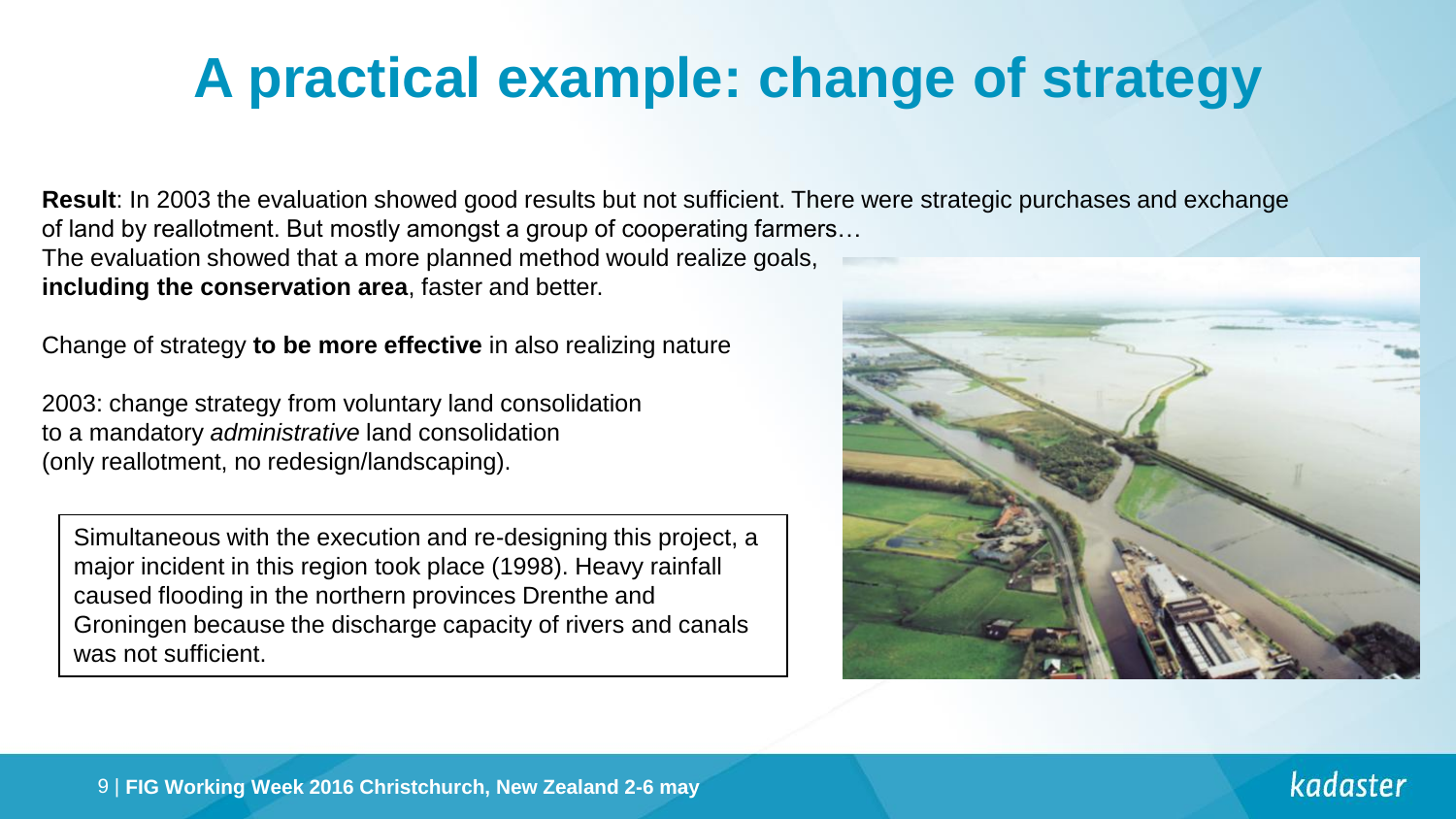# A practical example: change of strategy

**Result**: In 2003 the evaluation showed good results but not sufficient. There were strategic purchases and exchange of land by reallotment. But mostly amongst a group of cooperating farmers…
The evaluation showed that a more planned method would realize goals, **including the conservation area**, faster and better.

Change of strategy **to be more effective** in also realizing nature

2003: change strategy from voluntary land consolidation to a mandatory *administrative* land consolidation (only reallotment, no redesign/landscaping).

Simultaneous with the execution and re-designing this project, a major incident in this region took place (1998). Heavy rainfall caused flooding in the northern provinces Drenthe and Groningen because the discharge capacity of rivers and canals was not sufficient.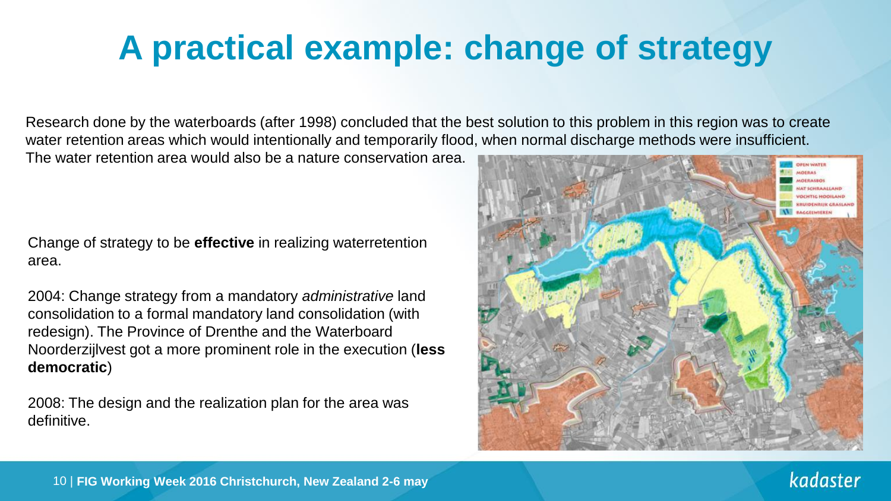# A practical example: change of strategy

Research done by the waterboards (after 1998) concluded that the best solution to this problem in this region was to create water retention areas which would intentionally and temporarily flood, when normal discharge methods were insufficient. The water retention area would also be a nature conservation area.

Change of strategy to be **effective** in realizing waterretention area.

2004: Change strategy from a mandatory *administrative* land consolidation to a formal mandatory land consolidation (with redesign). The Province of Drenthe and the Waterboard Noorderzijlvest got a more prominent role in the execution (**less democratic**)

2008: The design and the realization plan for the area was definitive.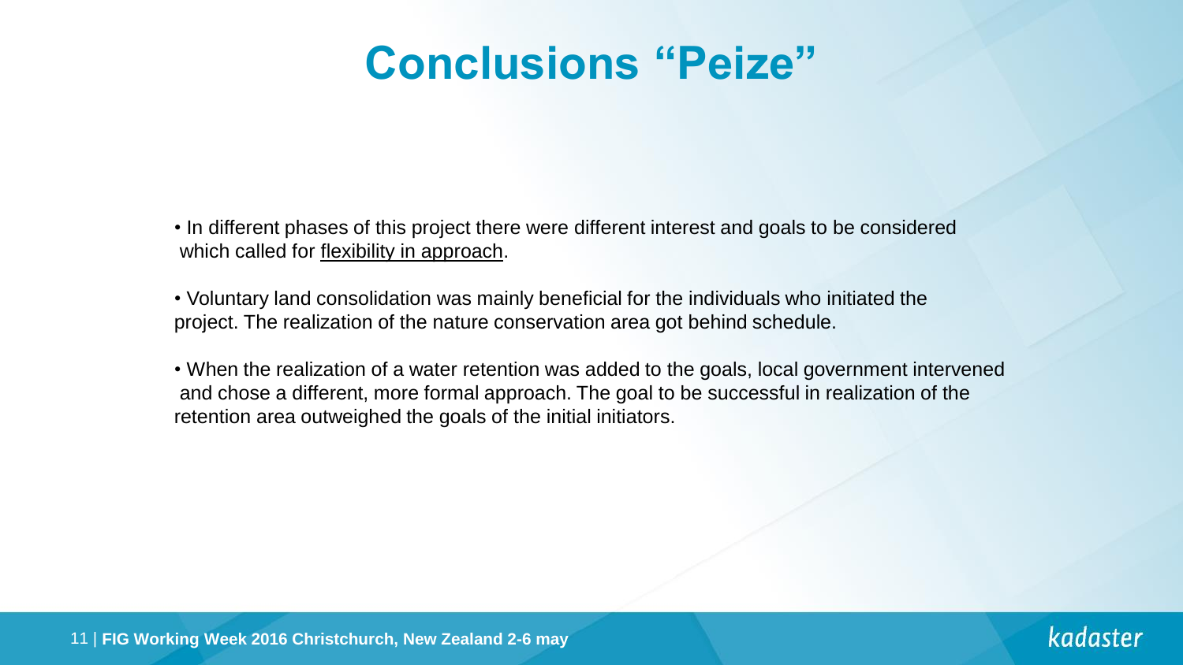# Conclusions “Peize”

- In different phases of this project there were different interest and goals to be considered which called for flexibility in approach.

- Voluntary land consolidation was mainly beneficial for the individuals who initiated the project. The realization of the nature conservation area got behind schedule.

- When the realization of a water retention was added to the goals, local government intervened and chose a different, more formal approach. The goal to be successful in realization of the retention area outweighed the goals of the initial initiators.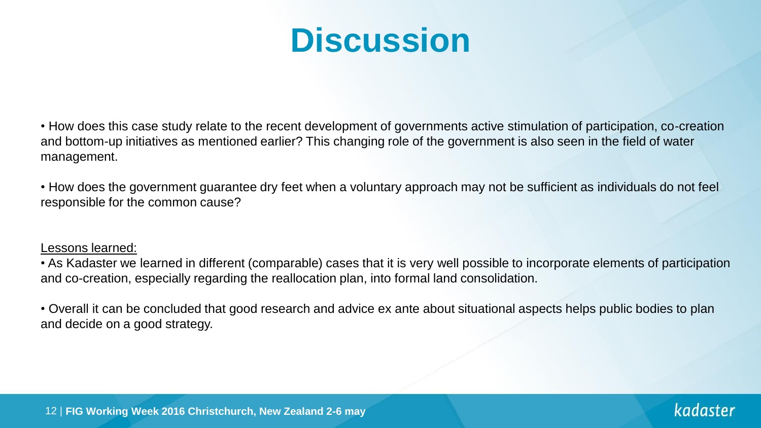# Discussion

- How does this case study relate to the recent development of governments active stimulation of participation, co-creation and bottom-up initiatives as mentioned earlier? This changing role of the government is also seen in the field of water management.

- How does the government guarantee dry feet when a voluntary approach may not be sufficient as individuals do not feel responsible for the common cause?

<u>Lessons learned:</u>

- As Kadaster we learned in different (comparable) cases that it is very well possible to incorporate elements of participation and co-creation, especially regarding the reallocation plan, into formal land consolidation.

- Overall it can be concluded that good research and advice ex ante about situational aspects helps public bodies to plan and decide on a good strategy.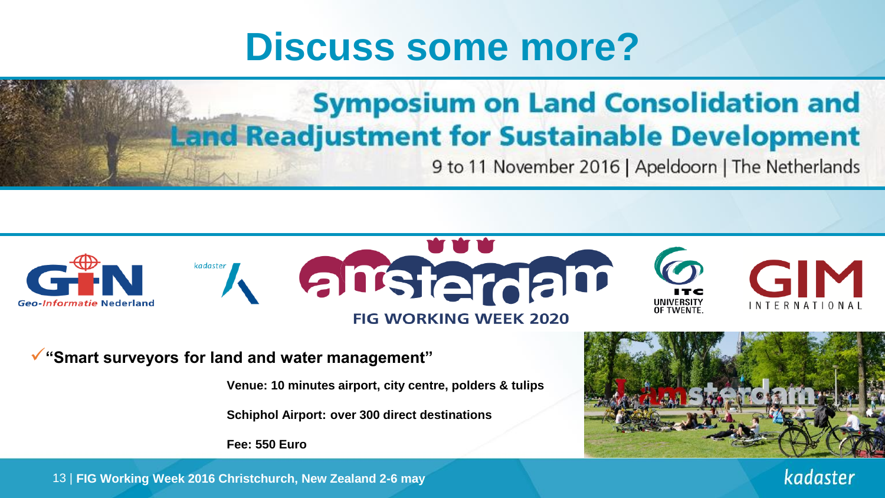# Discuss some more?

## Symposium on Land Consolidation and Land Readjustment for Sustainable Development

9 to 11 November 2016 | Apeldoorn | The Netherlands

Geo-Informatie Nederland

kadaster

amsterdam

FIG WORKING WEEK 2020

ITC UNIVERSITY OF TWENTE.

GIM INTERNATIONAL

- ✓ **"Smart surveyors for land and water management"**

**Venue: 10 minutes airport, city centre, polders & tulips**

**Schiphol Airport: over 300 direct destinations**

**Fee: 550 Euro**